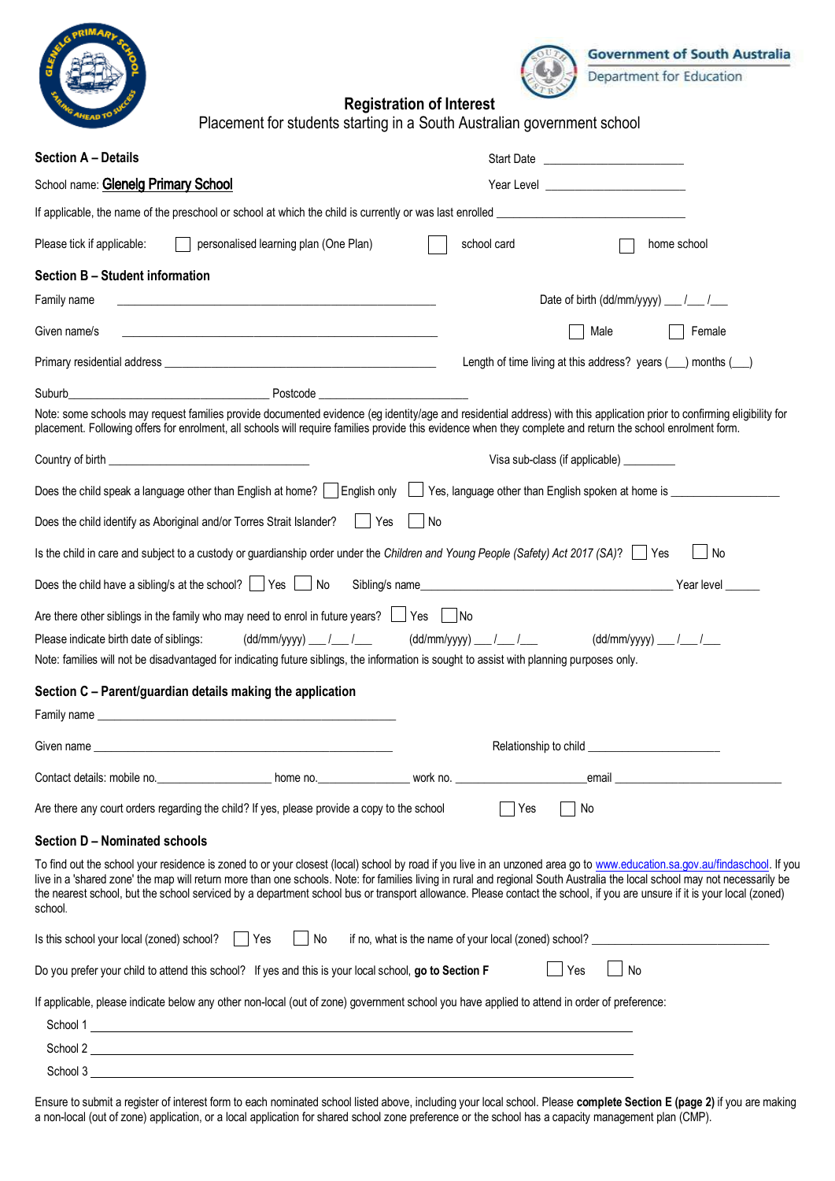# Registration of Interest

Placement for students starting in a South Australian government school

Government of South Australia
Department for Education

## Section A – Details

School name: **Glenelg Primary School**

Start Date ____________________

Year Level ____________________

If applicable, the name of the preschool or school at which the child is currently or was last enrolled ____________________

Please tick if applicable: ☐ personalised learning plan (One Plan) ☐ school card ☐ home school

## Section B – Student information

Family name ____________________ Date of birth (dd/mm/yyyy) ___/___/___

Given name/s ____________________ ☐ Male ☐ Female

Primary residential address ____________________ Length of time living at this address? years (___) months (___)

Suburb____________________ Postcode ____________________

Note: some schools may request families provide documented evidence (eg identity/age and residential address) with this application prior to confirming eligibility for placement. Following offers for enrolment, all schools will require families provide this evidence when they complete and return the school enrolment form.

Country of birth ____________________ Visa sub-class (if applicable) ________

Does the child speak a language other than English at home? ☐ English only ☐ Yes, language other than English spoken at home is ________________

Does the child identify as Aboriginal and/or Torres Strait Islander? ☐ Yes ☐ No

Is the child in care and subject to a custody or guardianship order under the *Children and Young People (Safety) Act 2017 (SA)*? ☐ Yes ☐ No

Does the child have a sibling/s at the school? ☐ Yes ☐ No Sibling/s name____________________ Year level ______

Are there other siblings in the family who may need to enrol in future years? ☐ Yes ☐ No

Please indicate birth date of siblings: (dd/mm/yyyy) ___/___/___ (dd/mm/yyyy) ___/___/___ (dd/mm/yyyy) ___/___/___

Note: families will not be disadvantaged for indicating future siblings, the information is sought to assist with planning purposes only.

## Section C – Parent/guardian details making the application

Family name ____________________

Given name ____________________ Relationship to child ____________________

Contact details: mobile no.________________ home no.______________ work no. ________________email ____________________

Are there any court orders regarding the child? If yes, please provide a copy to the school ☐ Yes ☐ No

## Section D – Nominated schools

To find out the school your residence is zoned to or your closest (local) school by road if you live in an unzoned area go to www.education.sa.gov.au/findaschool. If you live in a 'shared zone' the map will return more than one schools. Note: for families living in rural and regional South Australia the local school may not necessarily be the nearest school, but the school serviced by a department school bus or transport allowance. Please contact the school, if you are unsure if it is your local (zoned) school.

Is this school your local (zoned) school? ☐ Yes ☐ No if no, what is the name of your local (zoned) school? ____________________

Do you prefer your child to attend this school? If yes and this is your local school, **go to Section F** ☐ Yes ☐ No

If applicable, please indicate below any other non-local (out of zone) government school you have applied to attend in order of preference:

School 1 ____________________

School 2 ____________________

School 3 ____________________

Ensure to submit a register of interest form to each nominated school listed above, including your local school. Please **complete Section E (page 2)** if you are making a non-local (out of zone) application, or a local application for shared school zone preference or the school has a capacity management plan (CMP).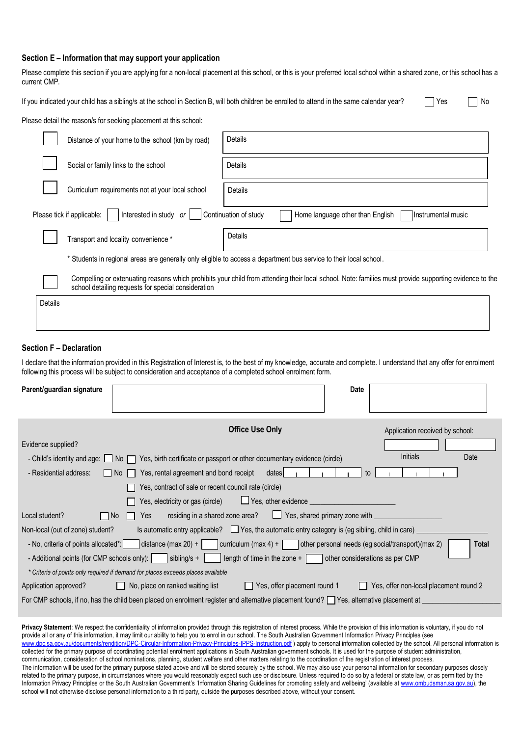## Section E – Information that may support your application

Please complete this section if you are applying for a non-local placement at this school, or this is your preferred local school within a shared zone, or this school has a current CMP.

If you indicated your child has a sibling/s at the school in Section B, will both children be enrolled to attend in the same calendar year? ☐ Yes ☐ No

Please detail the reason/s for seeking placement at this school:

| | | |
|---|---|---|
| ☐ | Distance of your home to the school (km by road) | Details |
| ☐ | Social or family links to the school | Details |
| ☐ | Curriculum requirements not at your local school | Details |

Please tick if applicable: ☐ Interested in study *or* ☐ Continuation of study ☐ Home language other than English ☐ Instrumental music

| | | |
|---|---|---|
| ☐ | Transport and locality convenience * | Details |

\* Students in regional areas are generally only eligible to access a department bus service to their local school.

☐ Compelling or extenuating reasons which prohibits your child from attending their local school. Note: families must provide supporting evidence to the school detailing requests for special consideration

Details

## Section F – Declaration

I declare that the information provided in this Registration of Interest is, to the best of my knowledge, accurate and complete. I understand that any offer for enrolment following this process will be subject to consideration and acceptance of a completed school enrolment form.

**Parent/guardian signature** \_\_\_\_\_\_\_\_\_\_\_\_\_\_\_\_ **Date** \_\_\_\_\_\_\_\_

### Office Use Only

Application received by school: Initials \_\_\_\_\_\_ Date \_\_\_\_\_\_

Evidence supplied?

- Child's identity and age: ☐ No ☐ Yes, birth certificate or passport or other documentary evidence (circle)
- Residential address: ☐ No ☐ Yes, rental agreement and bond receipt dates \_\_\_\_\_\_ to \_\_\_\_\_\_
  - ☐ Yes, contract of sale or recent council rate (circle)
  - ☐ Yes, electricity or gas (circle) ☐ Yes, other evidence \_\_\_\_\_\_\_\_\_\_

Local student? ☐ No ☐ Yes residing in a shared zone area? ☐ Yes, shared primary zone with \_\_\_\_\_\_\_\_\_\_

Non-local (out of zone) student? Is automatic entry applicable? ☐ Yes, the automatic entry category is (eg sibling, child in care) \_\_\_\_\_\_\_\_\_\_

- No, criteria of points allocated*: \_\_\_ distance (max 20) + \_\_\_ curriculum (max 4) + \_\_\_ other personal needs (eg social/transport)(max 2) \_\_\_ **Total**
- Additional points (for CMP schools only): \_\_\_ sibling/s + \_\_\_ length of time in the zone + \_\_\_ other considerations as per CMP

*\* Criteria of points only required if demand for places exceeds places available*

Application approved? ☐ No, place on ranked waiting list ☐ Yes, offer placement round 1 ☐ Yes, offer non-local placement round 2

For CMP schools, if no, has the child been placed on enrolment register and alternative placement found? ☐ Yes, alternative placement at \_\_\_\_\_\_\_\_\_\_

**Privacy Statement**: We respect the confidentiality of information provided through this registration of interest process. While the provision of this information is voluntary, if you do not provide all or any of this information, it may limit our ability to help you to enrol in our school. The South Australian Government Information Privacy Principles (see www.dpc.sa.gov.au/documents/rendition/DPC-Circular-Information-Privacy-Principles-IPPS-Instruction.pdf ) apply to personal information collected by the school. All personal information is collected for the primary purpose of coordinating potential enrolment applications in South Australian government schools. It is used for the purpose of student administration, communication, consideration of school nominations, planning, student welfare and other matters relating to the coordination of the registration of interest process.
The information will be used for the primary purpose stated above and will be stored securely by the school. We may also use your personal information for secondary purposes closely related to the primary purpose, in circumstances where you would reasonably expect such use or disclosure. Unless required to do so by a federal or state law, or as permitted by the Information Privacy Principles or the South Australian Government's 'Information Sharing Guidelines for promoting safety and wellbeing' (available at www.ombudsman.sa.gov.au), the school will not otherwise disclose personal information to a third party, outside the purposes described above, without your consent.